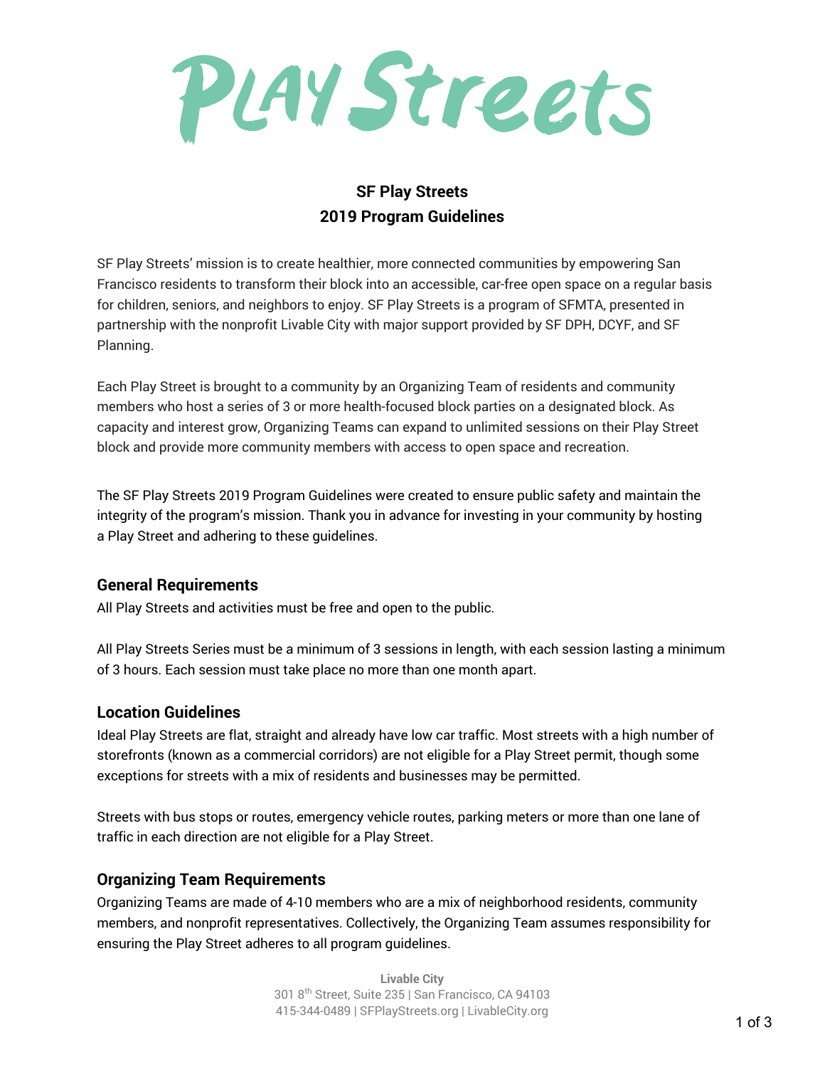# Play Streets

## SF Play Streets
## 2019 Program Guidelines

SF Play Streets' mission is to create healthier, more connected communities by empowering San Francisco residents to transform their block into an accessible, car-free open space on a regular basis for children, seniors, and neighbors to enjoy. SF Play Streets is a program of SFMTA, presented in partnership with the nonprofit Livable City with major support provided by SF DPH, DCYF, and SF Planning.

Each Play Street is brought to a community by an Organizing Team of residents and community members who host a series of 3 or more health-focused block parties on a designated block. As capacity and interest grow, Organizing Teams can expand to unlimited sessions on their Play Street block and provide more community members with access to open space and recreation.

The SF Play Streets 2019 Program Guidelines were created to ensure public safety and maintain the integrity of the program's mission. Thank you in advance for investing in your community by hosting a Play Street and adhering to these guidelines.

### General Requirements

All Play Streets and activities must be free and open to the public.

All Play Streets Series must be a minimum of 3 sessions in length, with each session lasting a minimum of 3 hours. Each session must take place no more than one month apart.

### Location Guidelines

Ideal Play Streets are flat, straight and already have low car traffic. Most streets with a high number of storefronts (known as a commercial corridors) are not eligible for a Play Street permit, though some exceptions for streets with a mix of residents and businesses may be permitted.

Streets with bus stops or routes, emergency vehicle routes, parking meters or more than one lane of traffic in each direction are not eligible for a Play Street.

### Organizing Team Requirements

Organizing Teams are made of 4-10 members who are a mix of neighborhood residents, community members, and nonprofit representatives. Collectively, the Organizing Team assumes responsibility for ensuring the Play Street adheres to all program guidelines.

**Livable City**
301 8th Street, Suite 235 | San Francisco, CA 94103
415-344-0489 | SFPlayStreets.org | LivableCity.org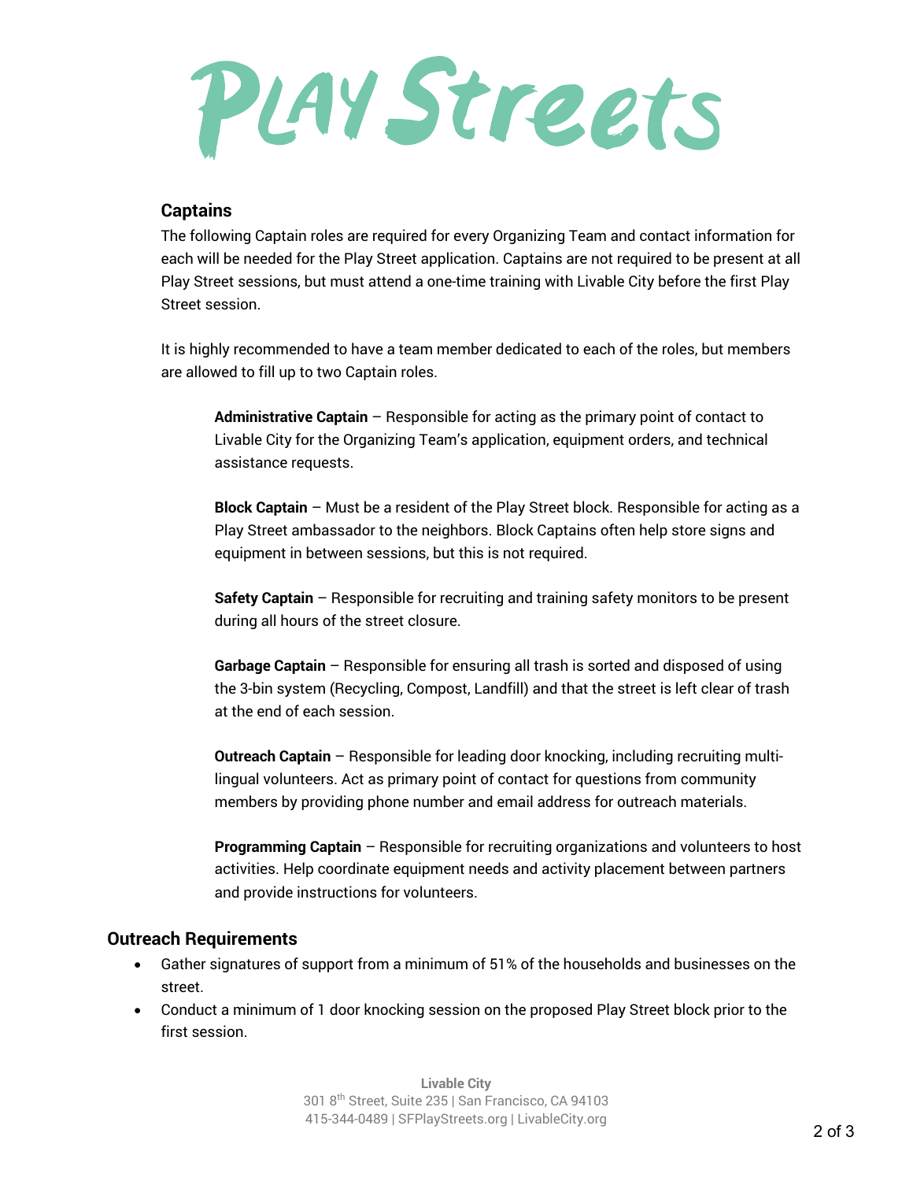## Captains

The following Captain roles are required for every Organizing Team and contact information for each will be needed for the Play Street application. Captains are not required to be present at all Play Street sessions, but must attend a one-time training with Livable City before the first Play Street session.

It is highly recommended to have a team member dedicated to each of the roles, but members are allowed to fill up to two Captain roles.

**Administrative Captain** – Responsible for acting as the primary point of contact to Livable City for the Organizing Team's application, equipment orders, and technical assistance requests.

**Block Captain** – Must be a resident of the Play Street block. Responsible for acting as a Play Street ambassador to the neighbors. Block Captains often help store signs and equipment in between sessions, but this is not required.

**Safety Captain** – Responsible for recruiting and training safety monitors to be present during all hours of the street closure.

**Garbage Captain** – Responsible for ensuring all trash is sorted and disposed of using the 3-bin system (Recycling, Compost, Landfill) and that the street is left clear of trash at the end of each session.

**Outreach Captain** – Responsible for leading door knocking, including recruiting multi-lingual volunteers. Act as primary point of contact for questions from community members by providing phone number and email address for outreach materials.

**Programming Captain** – Responsible for recruiting organizations and volunteers to host activities. Help coordinate equipment needs and activity placement between partners and provide instructions for volunteers.

## Outreach Requirements

- Gather signatures of support from a minimum of 51% of the households and businesses on the street.
- Conduct a minimum of 1 door knocking session on the proposed Play Street block prior to the first session.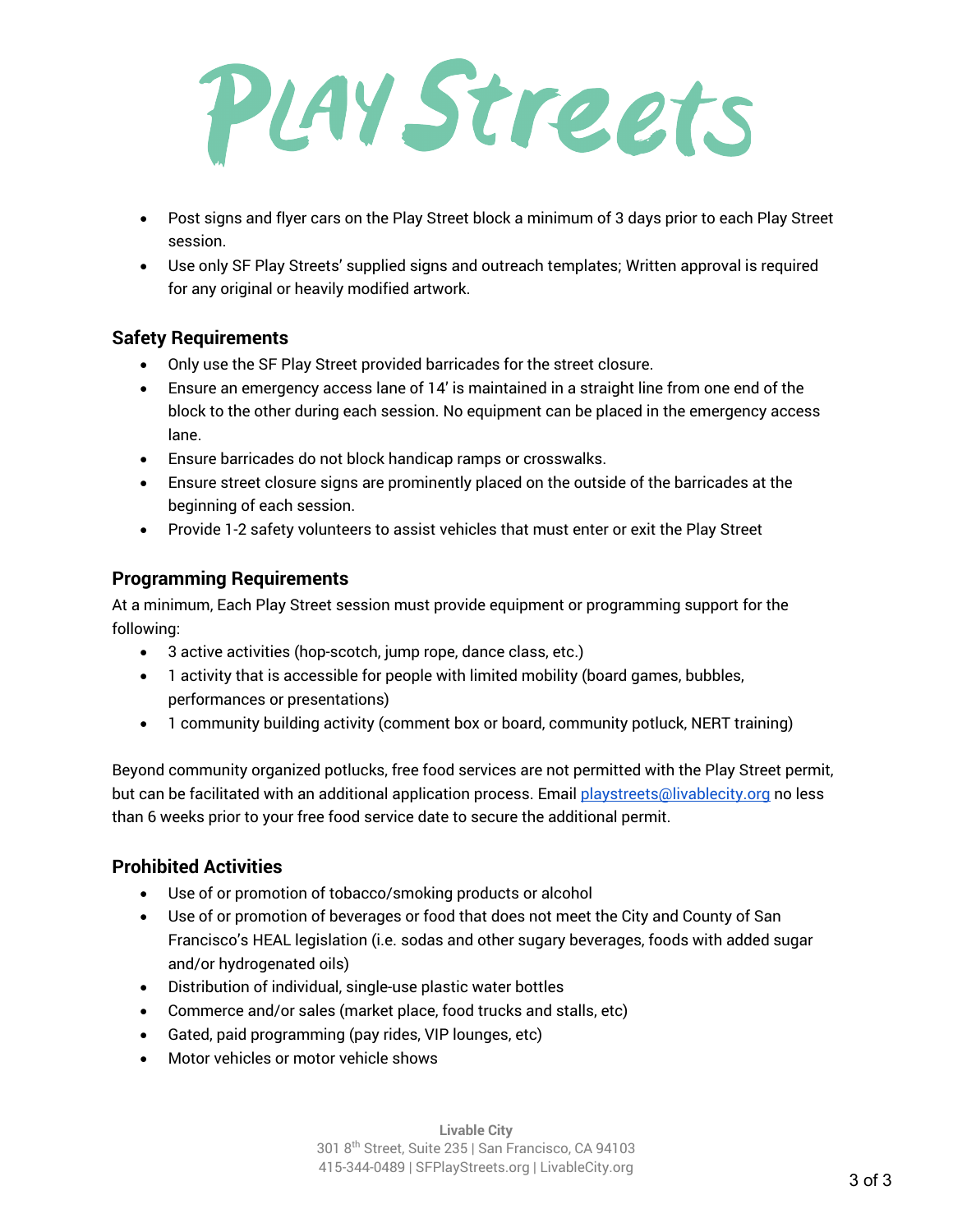- Post signs and flyer cars on the Play Street block a minimum of 3 days prior to each Play Street session.
- Use only SF Play Streets' supplied signs and outreach templates; Written approval is required for any original or heavily modified artwork.

## Safety Requirements

- Only use the SF Play Street provided barricades for the street closure.
- Ensure an emergency access lane of 14' is maintained in a straight line from one end of the block to the other during each session. No equipment can be placed in the emergency access lane.
- Ensure barricades do not block handicap ramps or crosswalks.
- Ensure street closure signs are prominently placed on the outside of the barricades at the beginning of each session.
- Provide 1-2 safety volunteers to assist vehicles that must enter or exit the Play Street

## Programming Requirements

At a minimum, Each Play Street session must provide equipment or programming support for the following:

- 3 active activities (hop-scotch, jump rope, dance class, etc.)
- 1 activity that is accessible for people with limited mobility (board games, bubbles, performances or presentations)
- 1 community building activity (comment box or board, community potluck, NERT training)

Beyond community organized potlucks, free food services are not permitted with the Play Street permit, but can be facilitated with an additional application process. Email playstreets@livablecity.org no less than 6 weeks prior to your free food service date to secure the additional permit.

## Prohibited Activities

- Use of or promotion of tobacco/smoking products or alcohol
- Use of or promotion of beverages or food that does not meet the City and County of San Francisco's HEAL legislation (i.e. sodas and other sugary beverages, foods with added sugar and/or hydrogenated oils)
- Distribution of individual, single-use plastic water bottles
- Commerce and/or sales (market place, food trucks and stalls, etc)
- Gated, paid programming (pay rides, VIP lounges, etc)
- Motor vehicles or motor vehicle shows